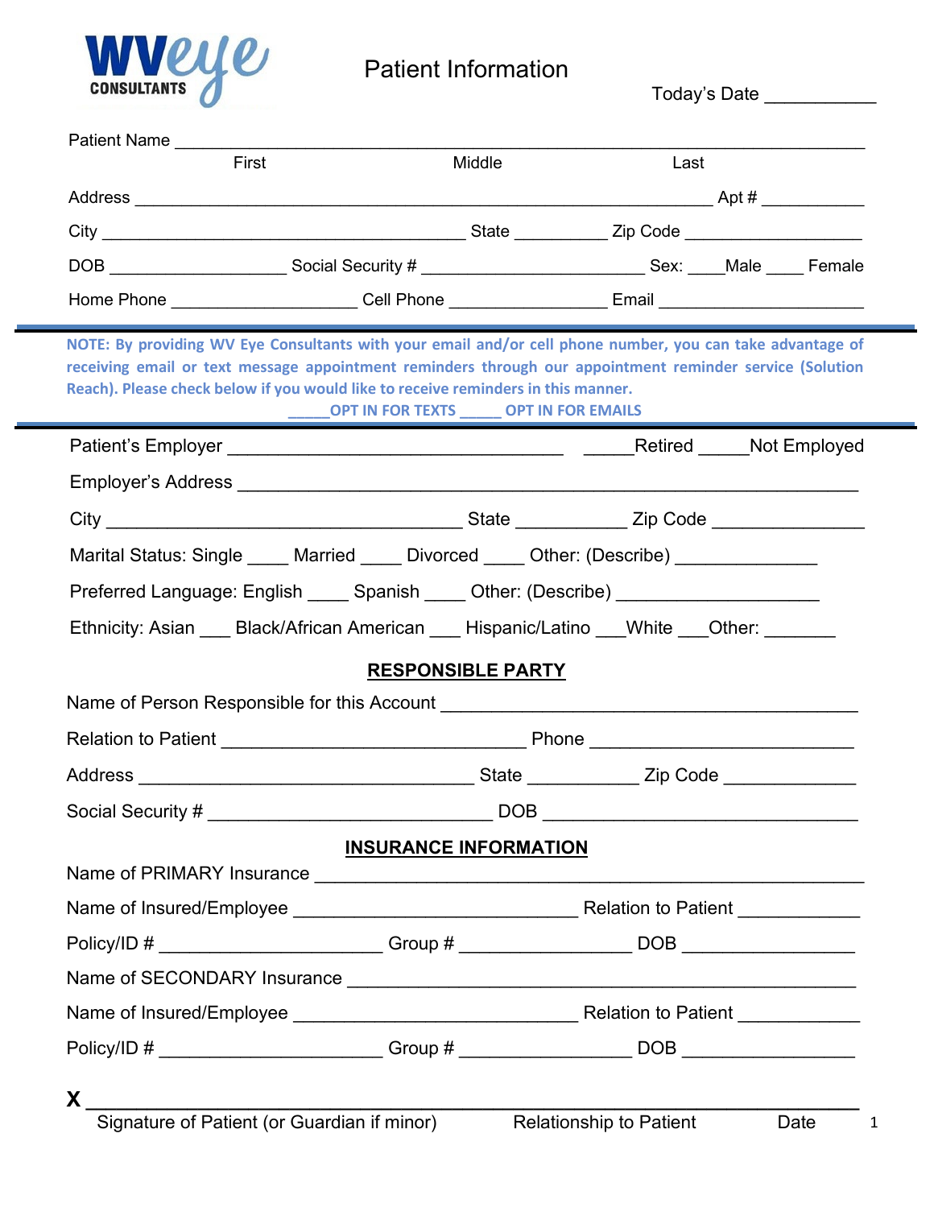WV eye CONSULTANTS

# Patient Information

Today's Date ___________

Patient Name ___________________________________________________________________________
First Middle Last

Address ________________________________________________________ Apt # ___________

City ____________________________________ State __________ Zip Code __________________

DOB __________________ Social Security # ______________________ Sex: ____Male ____ Female

Home Phone ___________________ Cell Phone ________________ Email _____________________

**NOTE: By providing WV Eye Consultants with your email and/or cell phone number, you can take advantage of receiving email or text message appointment reminders through our appointment reminder service (Solution Reach). Please check below if you would like to receive reminders in this manner.**

**_____OPT IN FOR TEXTS _____ OPT IN FOR EMAILS**

Patient's Employer ________________________________ _____Retired _____Not Employed

Employer's Address ____________________________________________________________

City ___________________________________ State ___________ Zip Code _______________

Marital Status: Single ____ Married ____ Divorced ____ Other: (Describe) ______________

Preferred Language: English ____ Spanish ____ Other: (Describe) ____________________

Ethnicity: Asian ___ Black/African American ___ Hispanic/Latino ___White ___Other: _______

## RESPONSIBLE PARTY

Name of Person Responsible for this Account _________________________________________

Relation to Patient ______________________________ Phone __________________________

Address _________________________________ State ___________ Zip Code _____________

Social Security # ____________________________ DOB _______________________________

## INSURANCE INFORMATION

Name of PRIMARY Insurance _____________________________________________________

Name of Insured/Employee ____________________________ Relation to Patient ____________

Policy/ID # ______________________ Group # ________________ DOB _________________

Name of SECONDARY Insurance __________________________________________________

Name of Insured/Employee ____________________________ Relation to Patient ____________

Policy/ID # ______________________ Group # ________________ DOB _________________

**X** ___________________________________________________________________________
Signature of Patient (or Guardian if minor) Relationship to Patient Date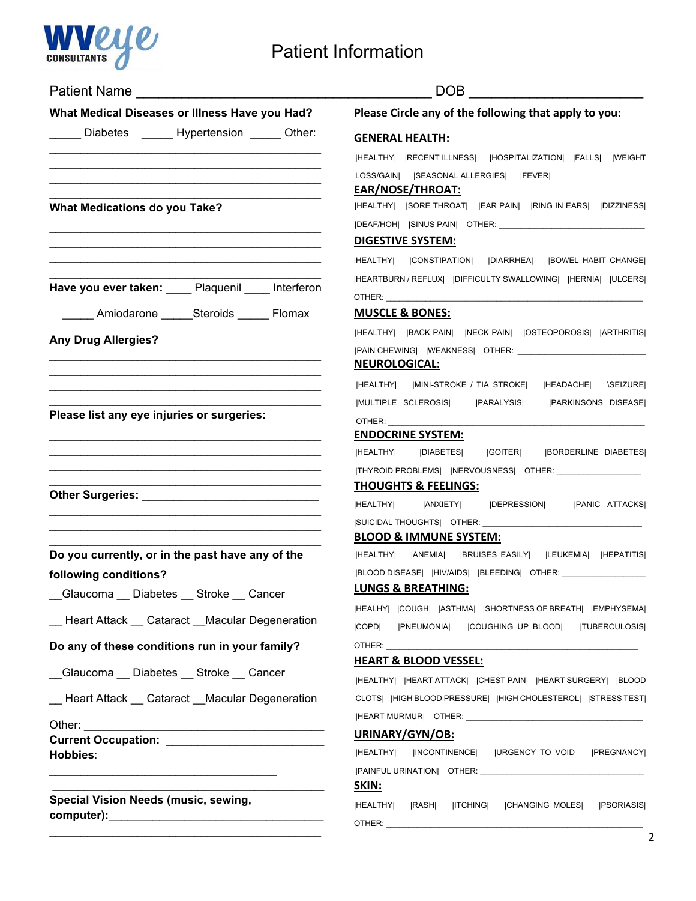WVeye CONSULTANTS

# Patient Information

Patient Name ________________________________________ DOB ______________________

**What Medical Diseases or Illness Have you Had?**

_____ Diabetes _____ Hypertension _____ Other:

__________________________________________

__________________________________________

__________________________________________

__________________________________________

**What Medications do you Take?**

__________________________________________

__________________________________________

__________________________________________

__________________________________________

**Have you ever taken:** ____ Plaquenil ____ Interferon

_____ Amiodarone _____Steroids _____ Flomax

**Any Drug Allergies?**

__________________________________________

__________________________________________

__________________________________________

__________________________________________

**Please list any eye injuries or surgeries:**

__________________________________________

__________________________________________

__________________________________________

__________________________________________

**Other Surgeries:** ___________________________

__________________________________________

__________________________________________

__________________________________________

**Do you currently, or in the past have any of the following conditions?**

__Glaucoma __ Diabetes __ Stroke __ Cancer

__ Heart Attack __ Cataract __Macular Degeneration

**Do any of these conditions run in your family?**

__Glaucoma __ Diabetes __ Stroke __ Cancer

__ Heart Attack __ Cataract __Macular Degeneration

Other: ____________________________________

**Current Occupation:** _______________________

**Hobbies**:

___________________________________

__________________________________________

**Special Vision Needs (music, sewing, computer):**_______________________________

__________________________________________

**Please Circle any of the following that apply to you:**

**GENERAL HEALTH:**

|HEALTHY| |RECENT ILLNESS| |HOSPITALIZATION| |FALLS| |WEIGHT LOSS/GAIN| |SEASONAL ALLERGIES| |FEVER|

**EAR/NOSE/THROAT:**

|HEALTHY| |SORE THROAT| |EAR PAIN| |RING IN EARS| |DIZZINESS| |DEAF/HOH| |SINUS PAIN| OTHER: ____________________________

**DIGESTIVE SYSTEM:**

|HEALTHY| |CONSTIPATION| |DIARRHEA| |BOWEL HABIT CHANGE| |HEARTBURN / REFLUX| |DIFFICULTY SWALLOWING| |HERNIA| |ULCERS| OTHER: ____________________________

**MUSCLE & BONES:**

|HEALTHY| |BACK PAIN| |NECK PAIN| |OSTEOPOROSIS| |ARTHRITIS| |PAIN CHEWING| |WEAKNESS| OTHER: ____________________________

**NEUROLOGICAL:**

|HEALTHY| |MINI-STROKE / TIA STROKE| |HEADACHE| \SEIZURE| |MULTIPLE SCLEROSIS| |PARALYSIS| |PARKINSONS DISEASE| OTHER: ____________________________

**ENDOCRINE SYSTEM:**

|HEALTHY| |DIABETES| |GOITER| |BORDERLINE DIABETES| |THYROID PROBLEMS| |NERVOUSNESS| OTHER: ________________

**THOUGHTS & FEELINGS:**

|HEALTHY| |ANXIETY| |DEPRESSION| |PANIC ATTACKS| |SUICIDAL THOUGHTS| OTHER: ____________________________

**BLOOD & IMMUNE SYSTEM:**

|HEALTHY| |ANEMIA| |BRUISES EASILY| |LEUKEMIA| |HEPATITIS| |BLOOD DISEASE| |HIV/AIDS| |BLEEDING| OTHER: ________________

**LUNGS & BREATHING:**

|HEALHY| |COUGH| |ASTHMA| |SHORTNESS OF BREATH| |EMPHYSEMA| |COPD| |PNEUMONIA| |COUGHING UP BLOOD| |TUBERCULOSIS| OTHER: ____________________________

**HEART & BLOOD VESSEL:**

|HEALTHY| |HEART ATTACK| |CHEST PAIN| |HEART SURGERY| |BLOOD CLOTS| |HIGH BLOOD PRESSURE| |HIGH CHOLESTEROL| |STRESS TEST| |HEART MURMUR| OTHER: ____________________________

**URINARY/GYN/OB:**

|HEALTHY| |INCONTINENCE| |URGENCY TO VOID |PREGNANCY| |PAINFUL URINATION| OTHER: ____________________________

**SKIN:**

|HEALTHY| |RASH| |ITCHING| |CHANGING MOLES| |PSORIASIS| OTHER: ____________________________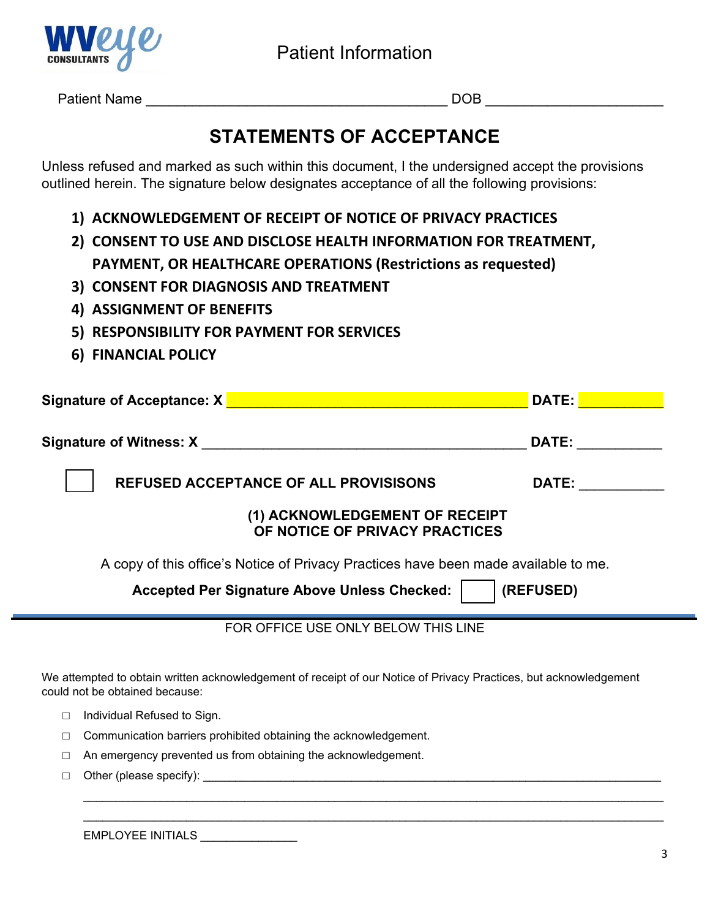WVeye CONSULTANTS

Patient Information

Patient Name ______________________________________ DOB _____________________

# STATEMENTS OF ACCEPTANCE

Unless refused and marked as such within this document, I the undersigned accept the provisions outlined herein. The signature below designates acceptance of all the following provisions:

1) **ACKNOWLEDGEMENT OF RECEIPT OF NOTICE OF PRIVACY PRACTICES**
2) **CONSENT TO USE AND DISCLOSE HEALTH INFORMATION FOR TREATMENT, PAYMENT, OR HEALTHCARE OPERATIONS (Restrictions as requested)**
3) **CONSENT FOR DIAGNOSIS AND TREATMENT**
4) **ASSIGNMENT OF BENEFITS**
5) **RESPONSIBILITY FOR PAYMENT FOR SERVICES**
6) **FINANCIAL POLICY**

**Signature of Acceptance: X** ______________________________________ **DATE:** __________

**Signature of Witness: X** _________________________________________ **DATE:** __________

☐ **REFUSED ACCEPTANCE OF ALL PROVISISONS** **DATE:** __________

### (1) ACKNOWLEDGEMENT OF RECEIPT OF NOTICE OF PRIVACY PRACTICES

A copy of this office's Notice of Privacy Practices have been made available to me.

**Accepted Per Signature Above Unless Checked:** ☐ **(REFUSED)**

---

FOR OFFICE USE ONLY BELOW THIS LINE

We attempted to obtain written acknowledgement of receipt of our Notice of Privacy Practices, but acknowledgement could not be obtained because:

- ☐ Individual Refused to Sign.
- ☐ Communication barriers prohibited obtaining the acknowledgement.
- ☐ An emergency prevented us from obtaining the acknowledgement.
- ☐ Other (please specify): ___________________________________________________________________

_____________________________________________________________________________________

_____________________________________________________________________________________

EMPLOYEE INITIALS _______________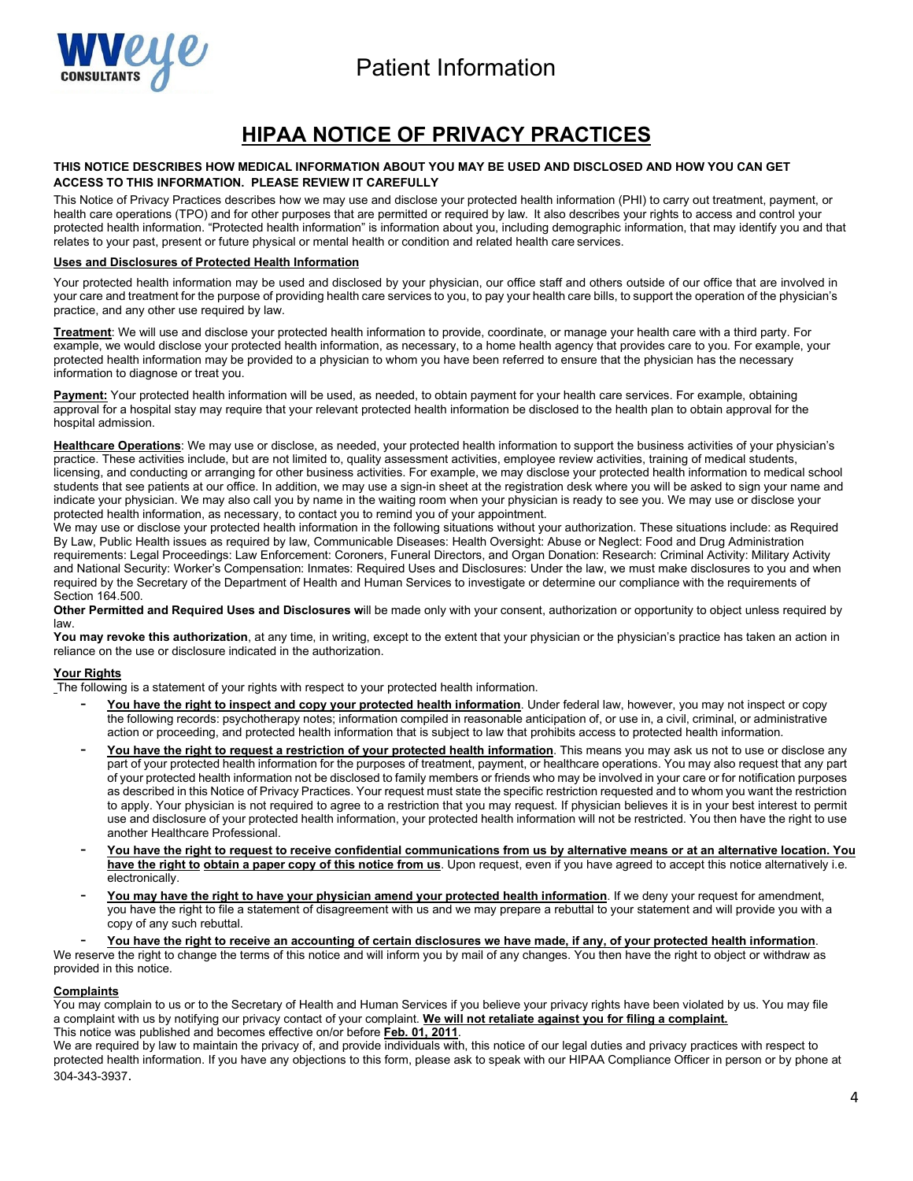Patient Information

# HIPAA NOTICE OF PRIVACY PRACTICES

**THIS NOTICE DESCRIBES HOW MEDICAL INFORMATION ABOUT YOU MAY BE USED AND DISCLOSED AND HOW YOU CAN GET ACCESS TO THIS INFORMATION. PLEASE REVIEW IT CAREFULLY**

This Notice of Privacy Practices describes how we may use and disclose your protected health information (PHI) to carry out treatment, payment, or health care operations (TPO) and for other purposes that are permitted or required by law. It also describes your rights to access and control your protected health information. "Protected health information" is information about you, including demographic information, that may identify you and that relates to your past, present or future physical or mental health or condition and related health care services.

**Uses and Disclosures of Protected Health Information**

Your protected health information may be used and disclosed by your physician, our office staff and others outside of our office that are involved in your care and treatment for the purpose of providing health care services to you, to pay your health care bills, to support the operation of the physician's practice, and any other use required by law.

**Treatment**: We will use and disclose your protected health information to provide, coordinate, or manage your health care with a third party. For example, we would disclose your protected health information, as necessary, to a home health agency that provides care to you. For example, your protected health information may be provided to a physician to whom you have been referred to ensure that the physician has the necessary information to diagnose or treat you.

**Payment:** Your protected health information will be used, as needed, to obtain payment for your health care services. For example, obtaining approval for a hospital stay may require that your relevant protected health information be disclosed to the health plan to obtain approval for the hospital admission.

**Healthcare Operations**: We may use or disclose, as needed, your protected health information to support the business activities of your physician's practice. These activities include, but are not limited to, quality assessment activities, employee review activities, training of medical students, licensing, and conducting or arranging for other business activities. For example, we may disclose your protected health information to medical school students that see patients at our office. In addition, we may use a sign-in sheet at the registration desk where you will be asked to sign your name and indicate your physician. We may also call you by name in the waiting room when your physician is ready to see you. We may use or disclose your protected health information, as necessary, to contact you to remind you of your appointment.

We may use or disclose your protected health information in the following situations without your authorization. These situations include: as Required By Law, Public Health issues as required by law, Communicable Diseases: Health Oversight: Abuse or Neglect: Food and Drug Administration requirements: Legal Proceedings: Law Enforcement: Coroners, Funeral Directors, and Organ Donation: Research: Criminal Activity: Military Activity and National Security: Worker's Compensation: Inmates: Required Uses and Disclosures: Under the law, we must make disclosures to you and when required by the Secretary of the Department of Health and Human Services to investigate or determine our compliance with the requirements of Section 164.500.

**Other Permitted and Required Uses and Disclosures w**ill be made only with your consent, authorization or opportunity to object unless required by law.

**You may revoke this authorization**, at any time, in writing, except to the extent that your physician or the physician's practice has taken an action in reliance on the use or disclosure indicated in the authorization.

**Your Rights**

The following is a statement of your rights with respect to your protected health information.

- **You have the right to inspect and copy your protected health information**. Under federal law, however, you may not inspect or copy the following records: psychotherapy notes; information compiled in reasonable anticipation of, or use in, a civil, criminal, or administrative action or proceeding, and protected health information that is subject to law that prohibits access to protected health information.
- **You have the right to request a restriction of your protected health information**. This means you may ask us not to use or disclose any part of your protected health information for the purposes of treatment, payment, or healthcare operations. You may also request that any part of your protected health information not be disclosed to family members or friends who may be involved in your care or for notification purposes as described in this Notice of Privacy Practices. Your request must state the specific restriction requested and to whom you want the restriction to apply. Your physician is not required to agree to a restriction that you may request. If physician believes it is in your best interest to permit use and disclosure of your protected health information, your protected health information will not be restricted. You then have the right to use another Healthcare Professional.
- **You have the right to request to receive confidential communications from us by alternative means or at an alternative location. You have the right to obtain a paper copy of this notice from us**. Upon request, even if you have agreed to accept this notice alternatively i.e. electronically.
- **You may have the right to have your physician amend your protected health information**. If we deny your request for amendment, you have the right to file a statement of disagreement with us and we may prepare a rebuttal to your statement and will provide you with a copy of any such rebuttal.
- **You have the right to receive an accounting of certain disclosures we have made, if any, of your protected health information**.

We reserve the right to change the terms of this notice and will inform you by mail of any changes. You then have the right to object or withdraw as provided in this notice.

**Complaints**

You may complain to us or to the Secretary of Health and Human Services if you believe your privacy rights have been violated by us. You may file a complaint with us by notifying our privacy contact of your complaint. **We will not retaliate against you for filing a complaint.**

This notice was published and becomes effective on/or before **Feb. 01, 2011**.

We are required by law to maintain the privacy of, and provide individuals with, this notice of our legal duties and privacy practices with respect to protected health information. If you have any objections to this form, please ask to speak with our HIPAA Compliance Officer in person or by phone at 304-343-3937.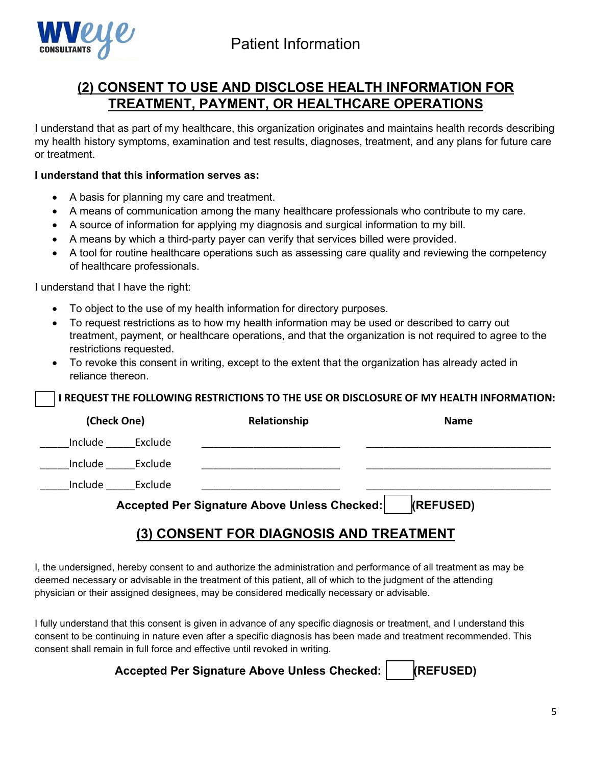# Patient Information

## (2) CONSENT TO USE AND DISCLOSE HEALTH INFORMATION FOR TREATMENT, PAYMENT, OR HEALTHCARE OPERATIONS

I understand that as part of my healthcare, this organization originates and maintains health records describing my health history symptoms, examination and test results, diagnoses, treatment, and any plans for future care or treatment.

**I understand that this information serves as:**

- A basis for planning my care and treatment.
- A means of communication among the many healthcare professionals who contribute to my care.
- A source of information for applying my diagnosis and surgical information to my bill.
- A means by which a third-party payer can verify that services billed were provided.
- A tool for routine healthcare operations such as assessing care quality and reviewing the competency of healthcare professionals.

I understand that I have the right:

- To object to the use of my health information for directory purposes.
- To request restrictions as to how my health information may be used or described to carry out treatment, payment, or healthcare operations, and that the organization is not required to agree to the restrictions requested.
- To revoke this consent in writing, except to the extent that the organization has already acted in reliance thereon.

☐ **I REQUEST THE FOLLOWING RESTRICTIONS TO THE USE OR DISCLOSURE OF MY HEALTH INFORMATION:**

| (Check One) | Relationship | Name |
|---|---|---|
| _____Include _____Exclude | ________________________ | ________________________________ |
| _____Include _____Exclude | ________________________ | ________________________________ |
| _____Include _____Exclude | ________________________ | ________________________________ |

**Accepted Per Signature Above Unless Checked: ☐ (REFUSED)**

## (3) CONSENT FOR DIAGNOSIS AND TREATMENT

I, the undersigned, hereby consent to and authorize the administration and performance of all treatment as may be deemed necessary or advisable in the treatment of this patient, all of which to the judgment of the attending physician or their assigned designees, may be considered medically necessary or advisable.

I fully understand that this consent is given in advance of any specific diagnosis or treatment, and I understand this consent to be continuing in nature even after a specific diagnosis has been made and treatment recommended. This consent shall remain in full force and effective until revoked in writing.

**Accepted Per Signature Above Unless Checked: ☐ (REFUSED)**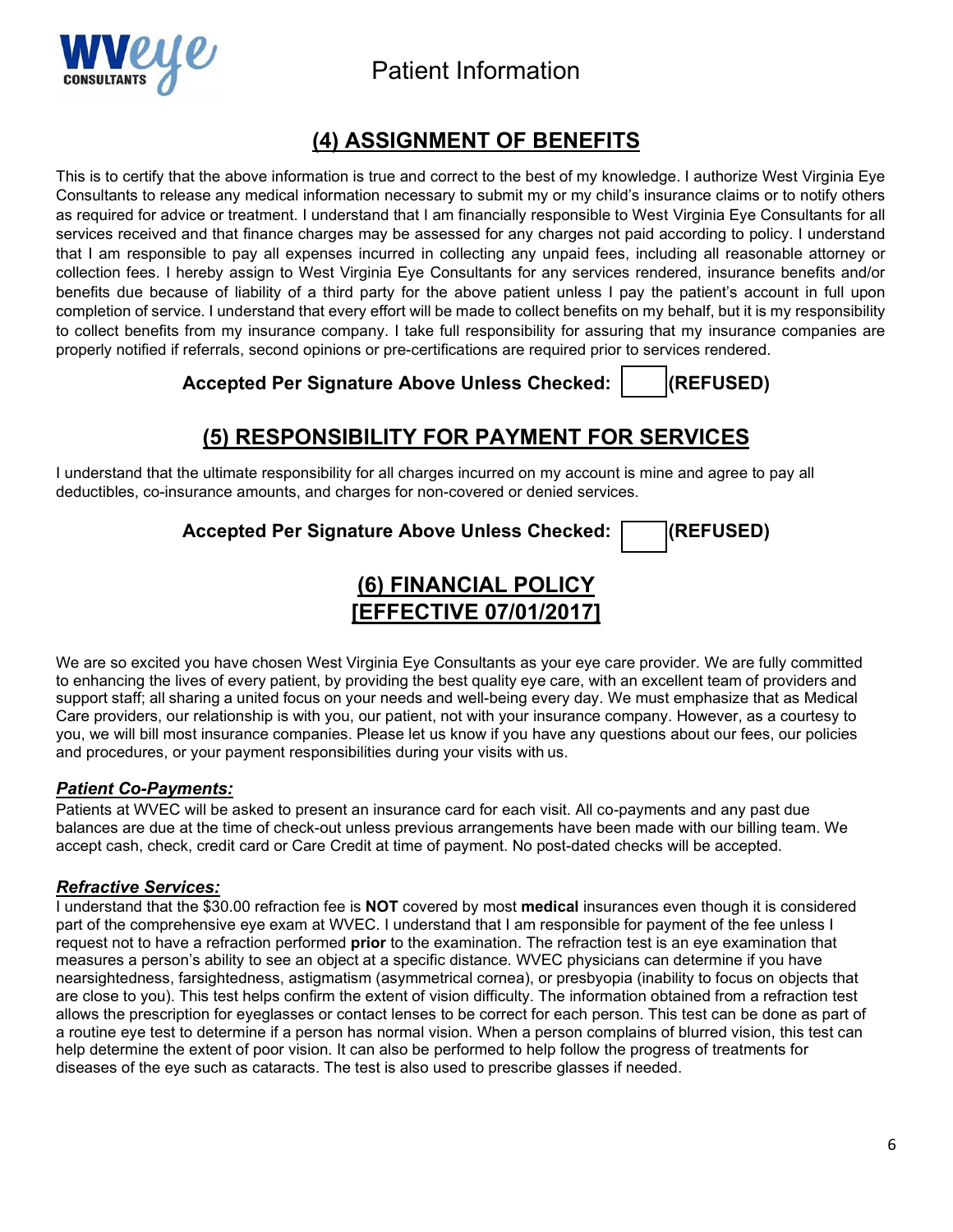# Patient Information

## (4) ASSIGNMENT OF BENEFITS

This is to certify that the above information is true and correct to the best of my knowledge. I authorize West Virginia Eye Consultants to release any medical information necessary to submit my or my child's insurance claims or to notify others as required for advice or treatment. I understand that I am financially responsible to West Virginia Eye Consultants for all services received and that finance charges may be assessed for any charges not paid according to policy. I understand that I am responsible to pay all expenses incurred in collecting any unpaid fees, including all reasonable attorney or collection fees. I hereby assign to West Virginia Eye Consultants for any services rendered, insurance benefits and/or benefits due because of liability of a third party for the above patient unless I pay the patient's account in full upon completion of service. I understand that every effort will be made to collect benefits on my behalf, but it is my responsibility to collect benefits from my insurance company. I take full responsibility for assuring that my insurance companies are properly notified if referrals, second opinions or pre-certifications are required prior to services rendered.

**Accepted Per Signature Above Unless Checked:** ☐ **(REFUSED)**

## (5) RESPONSIBILITY FOR PAYMENT FOR SERVICES

I understand that the ultimate responsibility for all charges incurred on my account is mine and agree to pay all deductibles, co-insurance amounts, and charges for non-covered or denied services.

**Accepted Per Signature Above Unless Checked:** ☐ **(REFUSED)**

## (6) FINANCIAL POLICY [EFFECTIVE 07/01/2017]

We are so excited you have chosen West Virginia Eye Consultants as your eye care provider. We are fully committed to enhancing the lives of every patient, by providing the best quality eye care, with an excellent team of providers and support staff; all sharing a united focus on your needs and well-being every day. We must emphasize that as Medical Care providers, our relationship is with you, our patient, not with your insurance company. However, as a courtesy to you, we will bill most insurance companies. Please let us know if you have any questions about our fees, our policies and procedures, or your payment responsibilities during your visits with us.

### ***Patient Co-Payments:***

Patients at WVEC will be asked to present an insurance card for each visit. All co-payments and any past due balances are due at the time of check-out unless previous arrangements have been made with our billing team. We accept cash, check, credit card or Care Credit at time of payment. No post-dated checks will be accepted.

### ***Refractive Services:***

I understand that the $30.00 refraction fee is **NOT** covered by most **medical** insurances even though it is considered part of the comprehensive eye exam at WVEC. I understand that I am responsible for payment of the fee unless I request not to have a refraction performed **prior** to the examination. The refraction test is an eye examination that measures a person's ability to see an object at a specific distance. WVEC physicians can determine if you have nearsightedness, farsightedness, astigmatism (asymmetrical cornea), or presbyopia (inability to focus on objects that are close to you). This test helps confirm the extent of vision difficulty. The information obtained from a refraction test allows the prescription for eyeglasses or contact lenses to be correct for each person. This test can be done as part of a routine eye test to determine if a person has normal vision. When a person complains of blurred vision, this test can help determine the extent of poor vision. It can also be performed to help follow the progress of treatments for diseases of the eye such as cataracts. The test is also used to prescribe glasses if needed.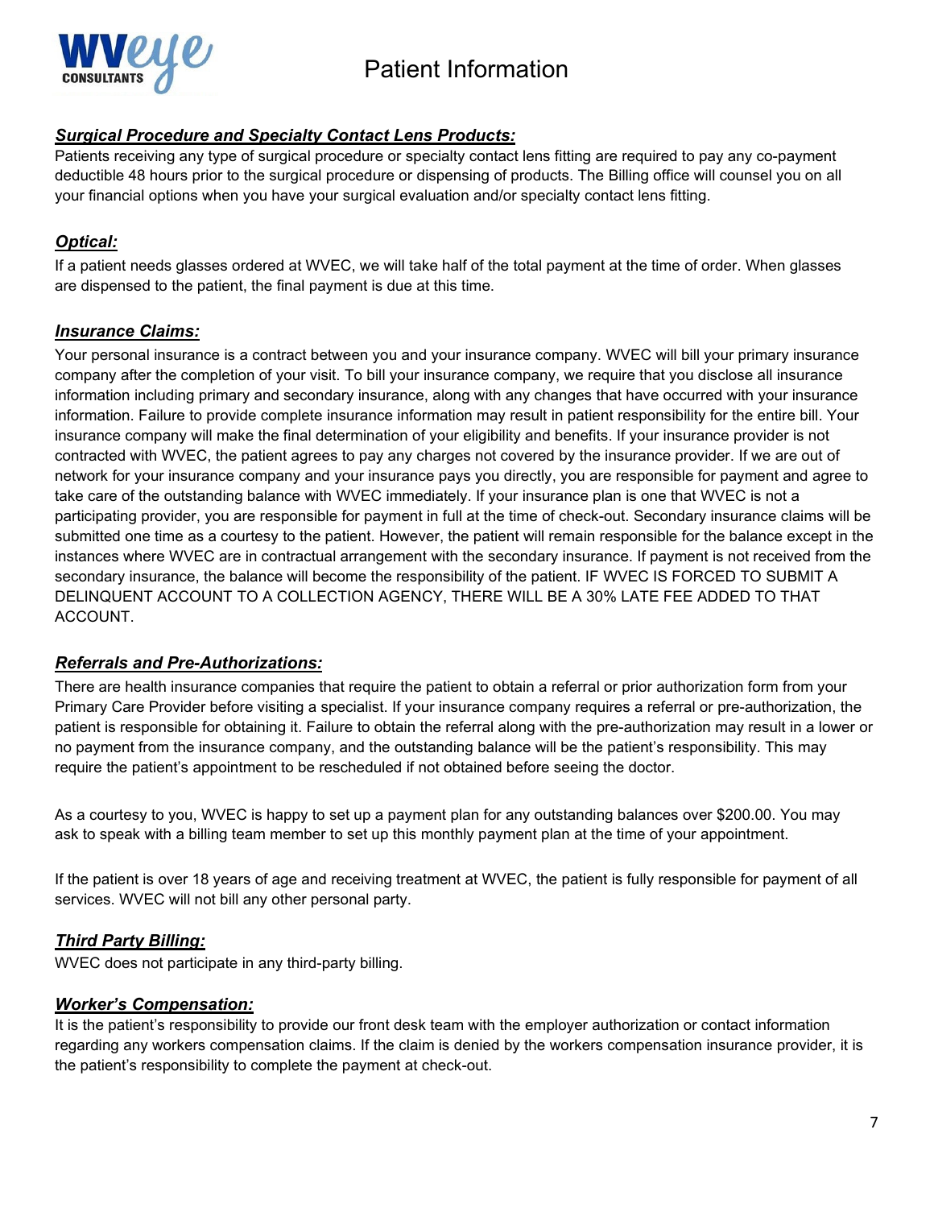# Patient Information

### ***Surgical Procedure and Specialty Contact Lens Products:***

Patients receiving any type of surgical procedure or specialty contact lens fitting are required to pay any co-payment deductible 48 hours prior to the surgical procedure or dispensing of products. The Billing office will counsel you on all your financial options when you have your surgical evaluation and/or specialty contact lens fitting.

### ***Optical:***

If a patient needs glasses ordered at WVEC, we will take half of the total payment at the time of order. When glasses are dispensed to the patient, the final payment is due at this time.

### ***Insurance Claims:***

Your personal insurance is a contract between you and your insurance company. WVEC will bill your primary insurance company after the completion of your visit. To bill your insurance company, we require that you disclose all insurance information including primary and secondary insurance, along with any changes that have occurred with your insurance information. Failure to provide complete insurance information may result in patient responsibility for the entire bill. Your insurance company will make the final determination of your eligibility and benefits. If your insurance provider is not contracted with WVEC, the patient agrees to pay any charges not covered by the insurance provider. If we are out of network for your insurance company and your insurance pays you directly, you are responsible for payment and agree to take care of the outstanding balance with WVEC immediately. If your insurance plan is one that WVEC is not a participating provider, you are responsible for payment in full at the time of check-out. Secondary insurance claims will be submitted one time as a courtesy to the patient. However, the patient will remain responsible for the balance except in the instances where WVEC are in contractual arrangement with the secondary insurance. If payment is not received from the secondary insurance, the balance will become the responsibility of the patient. IF WVEC IS FORCED TO SUBMIT A DELINQUENT ACCOUNT TO A COLLECTION AGENCY, THERE WILL BE A 30% LATE FEE ADDED TO THAT ACCOUNT.

### ***Referrals and Pre-Authorizations:***

There are health insurance companies that require the patient to obtain a referral or prior authorization form from your Primary Care Provider before visiting a specialist. If your insurance company requires a referral or pre-authorization, the patient is responsible for obtaining it. Failure to obtain the referral along with the pre-authorization may result in a lower or no payment from the insurance company, and the outstanding balance will be the patient's responsibility. This may require the patient's appointment to be rescheduled if not obtained before seeing the doctor.

As a courtesy to you, WVEC is happy to set up a payment plan for any outstanding balances over $200.00. You may ask to speak with a billing team member to set up this monthly payment plan at the time of your appointment.

If the patient is over 18 years of age and receiving treatment at WVEC, the patient is fully responsible for payment of all services. WVEC will not bill any other personal party.

### ***Third Party Billing:***

WVEC does not participate in any third-party billing.

### ***Worker's Compensation:***

It is the patient's responsibility to provide our front desk team with the employer authorization or contact information regarding any workers compensation claims. If the claim is denied by the workers compensation insurance provider, it is the patient's responsibility to complete the payment at check-out.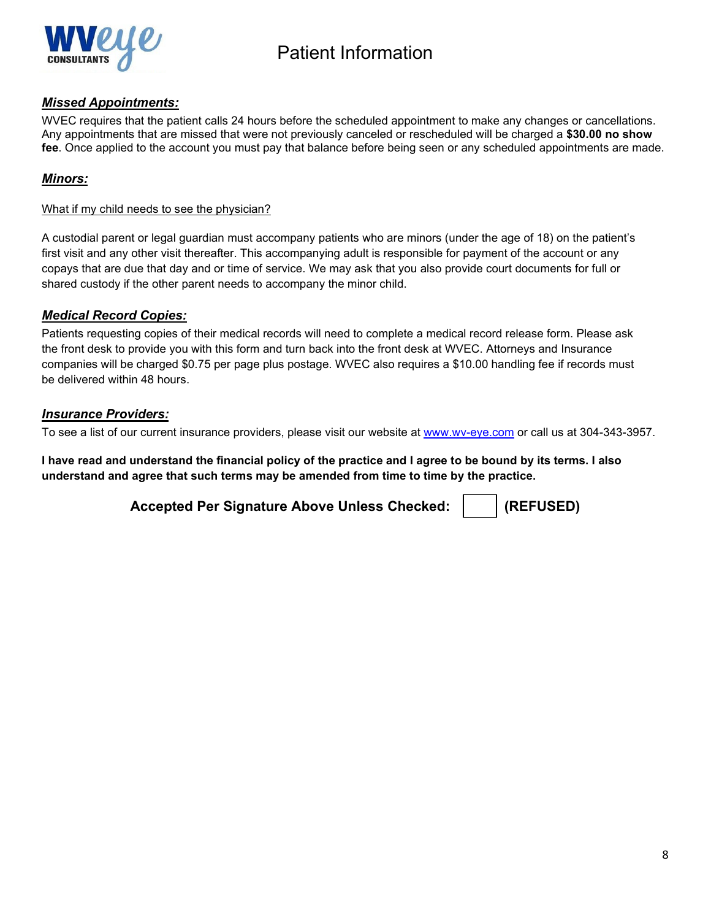# Patient Information

***Missed Appointments:***

WVEC requires that the patient calls 24 hours before the scheduled appointment to make any changes or cancellations. Any appointments that are missed that were not previously canceled or rescheduled will be charged a **$30.00 no show fee**. Once applied to the account you must pay that balance before being seen or any scheduled appointments are made.

***Minors:***

What if my child needs to see the physician?

A custodial parent or legal guardian must accompany patients who are minors (under the age of 18) on the patient's first visit and any other visit thereafter. This accompanying adult is responsible for payment of the account or any copays that are due that day and or time of service. We may ask that you also provide court documents for full or shared custody if the other parent needs to accompany the minor child.

***Medical Record Copies:***

Patients requesting copies of their medical records will need to complete a medical record release form. Please ask the front desk to provide you with this form and turn back into the front desk at WVEC. Attorneys and Insurance companies will be charged $0.75 per page plus postage. WVEC also requires a $10.00 handling fee if records must be delivered within 48 hours.

***Insurance Providers:***

To see a list of our current insurance providers, please visit our website at www.wv-eye.com or call us at 304-343-3957.

**I have read and understand the financial policy of the practice and I agree to be bound by its terms. I also understand and agree that such terms may be amended from time to time by the practice.**

**Accepted Per Signature Above Unless Checked:** ☐ **(REFUSED)**